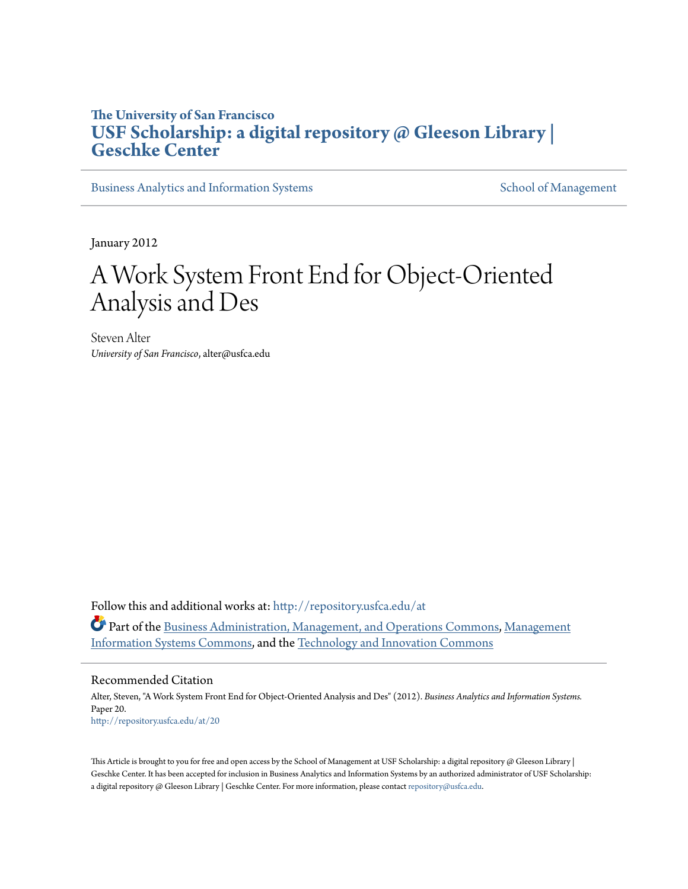**The University of San Francisco**
**USF Scholarship: a digital repository @ Gleeson Library | Geschke Center**

Business Analytics and Information Systems | School of Management

January 2012

# A Work System Front End for Object-Oriented Analysis and Des

Steven Alter
*University of San Francisco*, alter@usfca.edu

Follow this and additional works at: http://repository.usfca.edu/at

Part of the Business Administration, Management, and Operations Commons, Management Information Systems Commons, and the Technology and Innovation Commons

## Recommended Citation

Alter, Steven, "A Work System Front End for Object-Oriented Analysis and Des" (2012). *Business Analytics and Information Systems.* Paper 20.
http://repository.usfca.edu/at/20

This Article is brought to you for free and open access by the School of Management at USF Scholarship: a digital repository @ Gleeson Library | Geschke Center. It has been accepted for inclusion in Business Analytics and Information Systems by an authorized administrator of USF Scholarship: a digital repository @ Gleeson Library | Geschke Center. For more information, please contact repository@usfca.edu.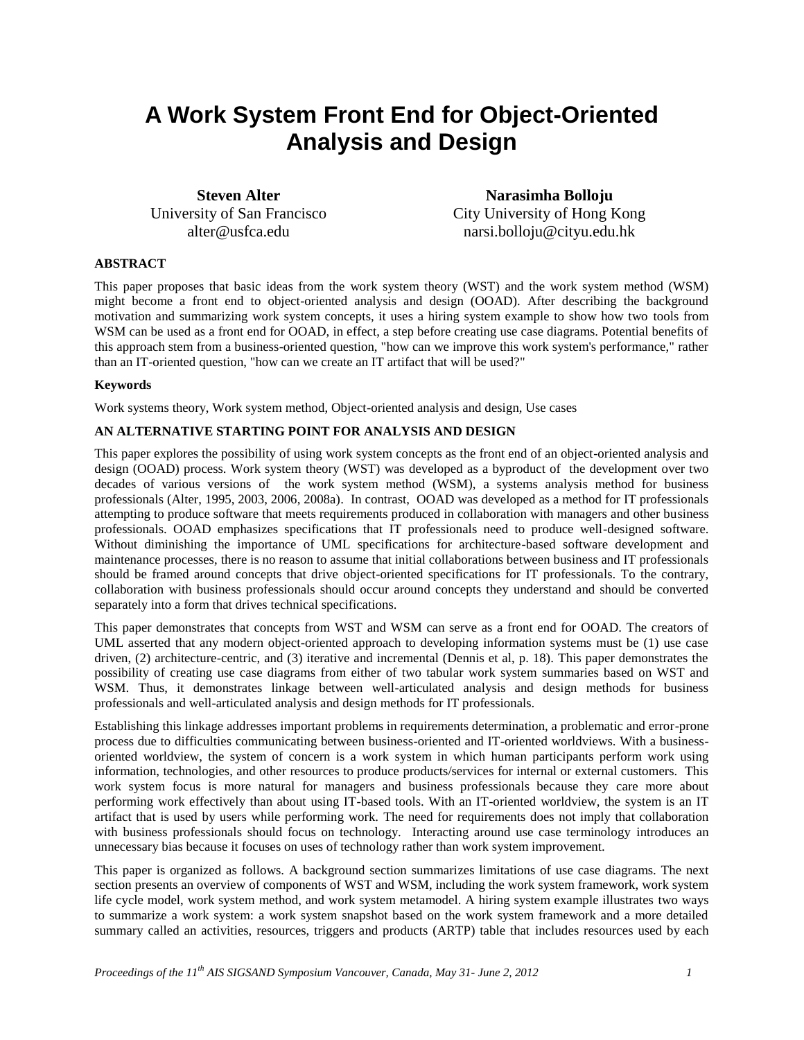# A Work System Front End for Object-Oriented Analysis and Design

**Steven Alter**
University of San Francisco
alter@usfca.edu

**Narasimha Bolloju**
City University of Hong Kong
narsi.bolloju@cityu.edu.hk

## ABSTRACT

This paper proposes that basic ideas from the work system theory (WST) and the work system method (WSM) might become a front end to object-oriented analysis and design (OOAD). After describing the background motivation and summarizing work system concepts, it uses a hiring system example to show how two tools from WSM can be used as a front end for OOAD, in effect, a step before creating use case diagrams. Potential benefits of this approach stem from a business-oriented question, "how can we improve this work system's performance," rather than an IT-oriented question, "how can we create an IT artifact that will be used?"

### Keywords

Work systems theory, Work system method, Object-oriented analysis and design, Use cases

## AN ALTERNATIVE STARTING POINT FOR ANALYSIS AND DESIGN

This paper explores the possibility of using work system concepts as the front end of an object-oriented analysis and design (OOAD) process. Work system theory (WST) was developed as a byproduct of the development over two decades of various versions of the work system method (WSM), a systems analysis method for business professionals (Alter, 1995, 2003, 2006, 2008a). In contrast, OOAD was developed as a method for IT professionals attempting to produce software that meets requirements produced in collaboration with managers and other business professionals. OOAD emphasizes specifications that IT professionals need to produce well-designed software. Without diminishing the importance of UML specifications for architecture-based software development and maintenance processes, there is no reason to assume that initial collaborations between business and IT professionals should be framed around concepts that drive object-oriented specifications for IT professionals. To the contrary, collaboration with business professionals should occur around concepts they understand and should be converted separately into a form that drives technical specifications.

This paper demonstrates that concepts from WST and WSM can serve as a front end for OOAD. The creators of UML asserted that any modern object-oriented approach to developing information systems must be (1) use case driven, (2) architecture-centric, and (3) iterative and incremental (Dennis et al, p. 18). This paper demonstrates the possibility of creating use case diagrams from either of two tabular work system summaries based on WST and WSM. Thus, it demonstrates linkage between well-articulated analysis and design methods for business professionals and well-articulated analysis and design methods for IT professionals.

Establishing this linkage addresses important problems in requirements determination, a problematic and error-prone process due to difficulties communicating between business-oriented and IT-oriented worldviews. With a business-oriented worldview, the system of concern is a work system in which human participants perform work using information, technologies, and other resources to produce products/services for internal or external customers. This work system focus is more natural for managers and business professionals because they care more about performing work effectively than about using IT-based tools. With an IT-oriented worldview, the system is an IT artifact that is used by users while performing work. The need for requirements does not imply that collaboration with business professionals should focus on technology. Interacting around use case terminology introduces an unnecessary bias because it focuses on uses of technology rather than work system improvement.

This paper is organized as follows. A background section summarizes limitations of use case diagrams. The next section presents an overview of components of WST and WSM, including the work system framework, work system life cycle model, work system method, and work system metamodel. A hiring system example illustrates two ways to summarize a work system: a work system snapshot based on the work system framework and a more detailed summary called an activities, resources, triggers and products (ARTP) table that includes resources used by each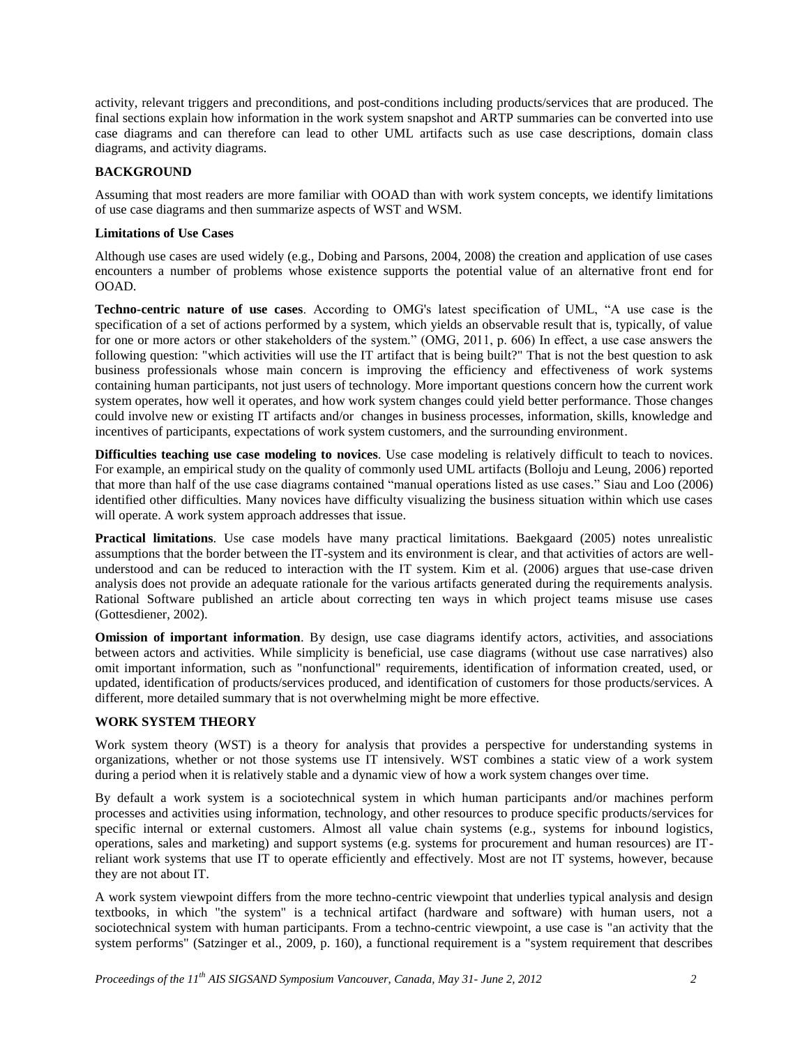activity, relevant triggers and preconditions, and post-conditions including products/services that are produced. The final sections explain how information in the work system snapshot and ARTP summaries can be converted into use case diagrams and can therefore can lead to other UML artifacts such as use case descriptions, domain class diagrams, and activity diagrams.

## BACKGROUND

Assuming that most readers are more familiar with OOAD than with work system concepts, we identify limitations of use case diagrams and then summarize aspects of WST and WSM.

### Limitations of Use Cases

Although use cases are used widely (e.g., Dobing and Parsons, 2004, 2008) the creation and application of use cases encounters a number of problems whose existence supports the potential value of an alternative front end for OOAD.

**Techno-centric nature of use cases**. According to OMG's latest specification of UML, "A use case is the specification of a set of actions performed by a system, which yields an observable result that is, typically, of value for one or more actors or other stakeholders of the system." (OMG, 2011, p. 606) In effect, a use case answers the following question: "which activities will use the IT artifact that is being built?" That is not the best question to ask business professionals whose main concern is improving the efficiency and effectiveness of work systems containing human participants, not just users of technology. More important questions concern how the current work system operates, how well it operates, and how work system changes could yield better performance. Those changes could involve new or existing IT artifacts and/or changes in business processes, information, skills, knowledge and incentives of participants, expectations of work system customers, and the surrounding environment.

**Difficulties teaching use case modeling to novices**. Use case modeling is relatively difficult to teach to novices. For example, an empirical study on the quality of commonly used UML artifacts (Bolloju and Leung, 2006) reported that more than half of the use case diagrams contained "manual operations listed as use cases." Siau and Loo (2006) identified other difficulties. Many novices have difficulty visualizing the business situation within which use cases will operate. A work system approach addresses that issue.

**Practical limitations**. Use case models have many practical limitations. Baekgaard (2005) notes unrealistic assumptions that the border between the IT-system and its environment is clear, and that activities of actors are well-understood and can be reduced to interaction with the IT system. Kim et al. (2006) argues that use-case driven analysis does not provide an adequate rationale for the various artifacts generated during the requirements analysis. Rational Software published an article about correcting ten ways in which project teams misuse use cases (Gottesdiener, 2002).

**Omission of important information**. By design, use case diagrams identify actors, activities, and associations between actors and activities. While simplicity is beneficial, use case diagrams (without use case narratives) also omit important information, such as "nonfunctional" requirements, identification of information created, used, or updated, identification of products/services produced, and identification of customers for those products/services. A different, more detailed summary that is not overwhelming might be more effective.

## WORK SYSTEM THEORY

Work system theory (WST) is a theory for analysis that provides a perspective for understanding systems in organizations, whether or not those systems use IT intensively. WST combines a static view of a work system during a period when it is relatively stable and a dynamic view of how a work system changes over time.

By default a work system is a sociotechnical system in which human participants and/or machines perform processes and activities using information, technology, and other resources to produce specific products/services for specific internal or external customers. Almost all value chain systems (e.g., systems for inbound logistics, operations, sales and marketing) and support systems (e.g. systems for procurement and human resources) are IT-reliant work systems that use IT to operate efficiently and effectively. Most are not IT systems, however, because they are not about IT.

A work system viewpoint differs from the more techno-centric viewpoint that underlies typical analysis and design textbooks, in which "the system" is a technical artifact (hardware and software) with human users, not a sociotechnical system with human participants. From a techno-centric viewpoint, a use case is "an activity that the system performs" (Satzinger et al., 2009, p. 160), a functional requirement is a "system requirement that describes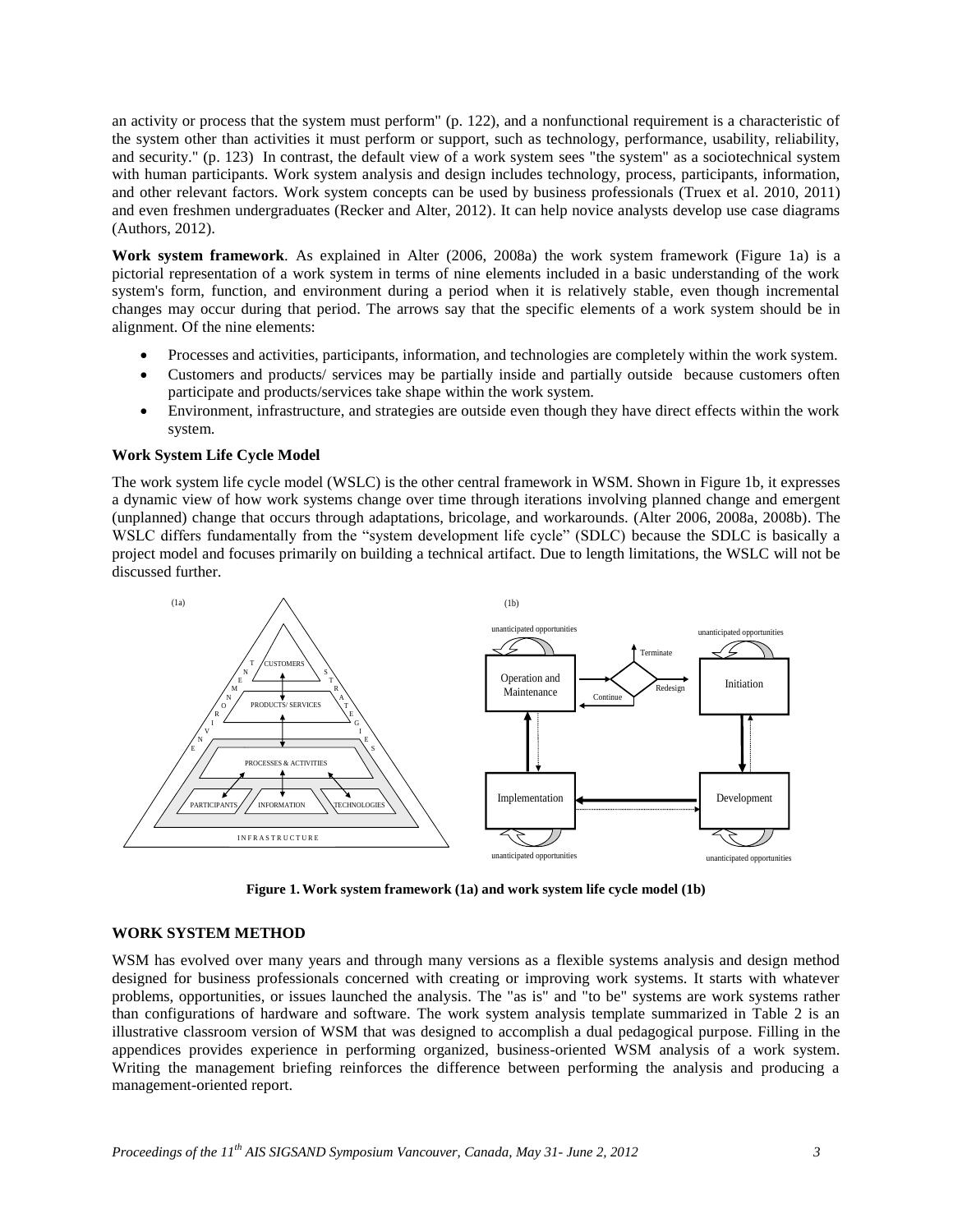an activity or process that the system must perform" (p. 122), and a nonfunctional requirement is a characteristic of the system other than activities it must perform or support, such as technology, performance, usability, reliability, and security." (p. 123) In contrast, the default view of a work system sees "the system" as a sociotechnical system with human participants. Work system analysis and design includes technology, process, participants, information, and other relevant factors. Work system concepts can be used by business professionals (Truex et al. 2010, 2011) and even freshmen undergraduates (Recker and Alter, 2012). It can help novice analysts develop use case diagrams (Authors, 2012).

**Work system framework**. As explained in Alter (2006, 2008a) the work system framework (Figure 1a) is a pictorial representation of a work system in terms of nine elements included in a basic understanding of the work system's form, function, and environment during a period when it is relatively stable, even though incremental changes may occur during that period. The arrows say that the specific elements of a work system should be in alignment. Of the nine elements:

- Processes and activities, participants, information, and technologies are completely within the work system.
- Customers and products/ services may be partially inside and partially outside because customers often participate and products/services take shape within the work system.
- Environment, infrastructure, and strategies are outside even though they have direct effects within the work system.

**Work System Life Cycle Model**

The work system life cycle model (WSLC) is the other central framework in WSM. Shown in Figure 1b, it expresses a dynamic view of how work systems change over time through iterations involving planned change and emergent (unplanned) change that occurs through adaptations, bricolage, and workarounds. (Alter 2006, 2008a, 2008b). The WSLC differs fundamentally from the "system development life cycle" (SDLC) because the SDLC is basically a project model and focuses primarily on building a technical artifact. Due to length limitations, the WSLC will not be discussed further.

(1a)

CUSTOMERS
PRODUCTS/ SERVICES
PROCESSES & ACTIVITIES
PARTICIPANTS
INFORMATION
TECHNOLOGIES
ENVIRONMENT
STRATEGIES
INFRASTRUCTURE

(1b)

unanticipated opportunities
Operation and Maintenance
Terminate
Redesign
Continue
Initiation
Implementation
Development

**Figure 1. Work system framework (1a) and work system life cycle model (1b)**

## WORK SYSTEM METHOD

WSM has evolved over many years and through many versions as a flexible systems analysis and design method designed for business professionals concerned with creating or improving work systems. It starts with whatever problems, opportunities, or issues launched the analysis. The "as is" and "to be" systems are work systems rather than configurations of hardware and software. The work system analysis template summarized in Table 2 is an illustrative classroom version of WSM that was designed to accomplish a dual pedagogical purpose. Filling in the appendices provides experience in performing organized, business-oriented WSM analysis of a work system. Writing the management briefing reinforces the difference between performing the analysis and producing a management-oriented report.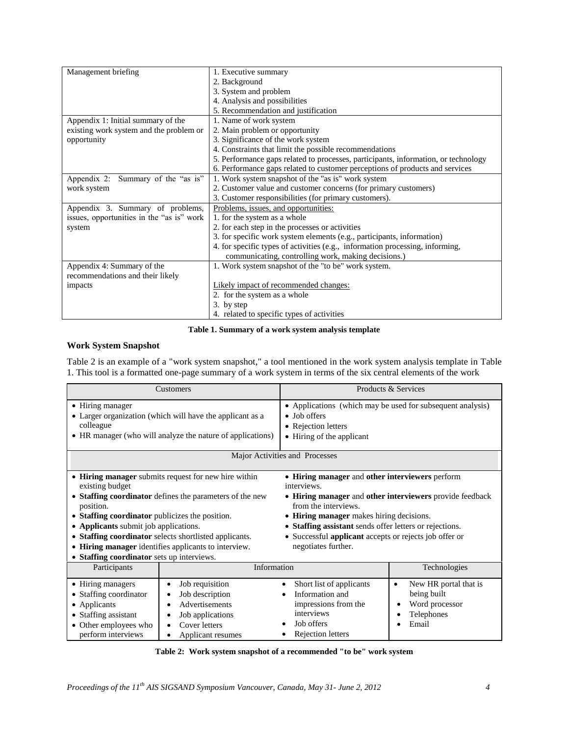| | |
|---|---|
| Management briefing | 1. Executive summary<br>2. Background<br>3. System and problem<br>4. Analysis and possibilities<br>5. Recommendation and justification |
| Appendix 1: Initial summary of the existing work system and the problem or opportunity | 1. Name of work system<br>2. Main problem or opportunity<br>3. Significance of the work system<br>4. Constraints that limit the possible recommendations<br>5. Performance gaps related to processes, participants, information, or technology<br>6. Performance gaps related to customer perceptions of products and services |
| Appendix 2: Summary of the "as is" work system | 1. Work system snapshot of the "as is" work system<br>2. Customer value and customer concerns (for primary customers)<br>3. Customer responsibilities (for primary customers). |
| Appendix 3. Summary of problems, issues, opportunities in the "as is" work system | Problems, issues, and opportunities:<br>1. for the system as a whole<br>2. for each step in the processes or activities<br>3. for specific work system elements (e.g., participants, information)<br>4. for specific types of activities (e.g., information processing, informing, communicating, controlling work, making decisions.) |
| Appendix 4: Summary of the recommendations and their likely impacts | 1. Work system snapshot of the "to be" work system.<br><br>Likely impact of recommended changes:<br>2. for the system as a whole<br>3. by step<br>4. related to specific types of activities |

**Table 1. Summary of a work system analysis template**

### Work System Snapshot

Table 2 is an example of a "work system snapshot," a tool mentioned in the work system analysis template in Table 1. This tool is a formatted one-page summary of a work system in terms of the six central elements of the work

| Customers | | Products & Services | |
|---|---|---|---|
| • Hiring manager<br>• Larger organization (which will have the applicant as a colleague<br>• HR manager (who will analyze the nature of applications) | | • Applications (which may be used for subsequent analysis)<br>• Job offers<br>• Rejection letters<br>• Hiring of the applicant | |
| Major Activities and Processes | | | |
| • **Hiring manager** submits request for new hire within existing budget<br>• **Staffing coordinator** defines the parameters of the new position.<br>• **Staffing coordinator** publicizes the position.<br>• **Applicants** submit job applications.<br>• **Staffing coordinator** selects shortlisted applicants.<br>• **Hiring manager** identifies applicants to interview.<br>• **Staffing coordinator** sets up interviews. | | • **Hiring manager** and **other interviewers** perform interviews.<br>• **Hiring manager** and **other interviewers** provide feedback from the interviews.<br>• **Hiring manager** makes hiring decisions.<br>• **Staffing assistant** sends offer letters or rejections.<br>• Successful **applicant** accepts or rejects job offer or negotiates further. | |
| Participants | Information | | Technologies |
| • Hiring managers<br>• Staffing coordinator<br>• Applicants<br>• Staffing assistant<br>• Other employees who perform interviews | • Job requisition<br>• Job description<br>• Advertisements<br>• Job applications<br>• Cover letters<br>• Applicant resumes | • Short list of applicants<br>• Information and impressions from the interviews<br>• Job offers<br>• Rejection letters | • New HR portal that is being built<br>• Word processor<br>• Telephones<br>• Email |

**Table 2: Work system snapshot of a recommended "to be" work system**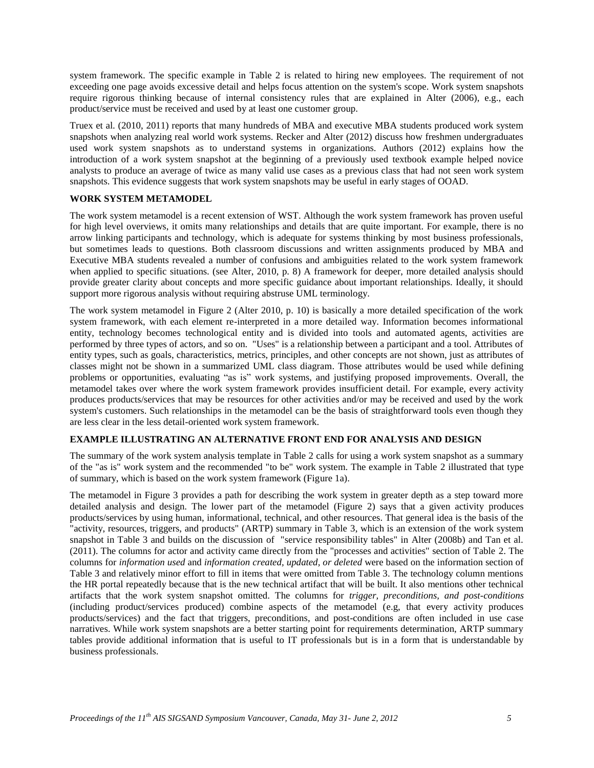system framework. The specific example in Table 2 is related to hiring new employees. The requirement of not exceeding one page avoids excessive detail and helps focus attention on the system's scope. Work system snapshots require rigorous thinking because of internal consistency rules that are explained in Alter (2006), e.g., each product/service must be received and used by at least one customer group.

Truex et al. (2010, 2011) reports that many hundreds of MBA and executive MBA students produced work system snapshots when analyzing real world work systems. Recker and Alter (2012) discuss how freshmen undergraduates used work system snapshots as to understand systems in organizations. Authors (2012) explains how the introduction of a work system snapshot at the beginning of a previously used textbook example helped novice analysts to produce an average of twice as many valid use cases as a previous class that had not seen work system snapshots. This evidence suggests that work system snapshots may be useful in early stages of OOAD.

## WORK SYSTEM METAMODEL

The work system metamodel is a recent extension of WST. Although the work system framework has proven useful for high level overviews, it omits many relationships and details that are quite important. For example, there is no arrow linking participants and technology, which is adequate for systems thinking by most business professionals, but sometimes leads to questions. Both classroom discussions and written assignments produced by MBA and Executive MBA students revealed a number of confusions and ambiguities related to the work system framework when applied to specific situations. (see Alter, 2010, p. 8) A framework for deeper, more detailed analysis should provide greater clarity about concepts and more specific guidance about important relationships. Ideally, it should support more rigorous analysis without requiring abstruse UML terminology.

The work system metamodel in Figure 2 (Alter 2010, p. 10) is basically a more detailed specification of the work system framework, with each element re-interpreted in a more detailed way. Information becomes informational entity, technology becomes technological entity and is divided into tools and automated agents, activities are performed by three types of actors, and so on. "Uses" is a relationship between a participant and a tool. Attributes of entity types, such as goals, characteristics, metrics, principles, and other concepts are not shown, just as attributes of classes might not be shown in a summarized UML class diagram. Those attributes would be used while defining problems or opportunities, evaluating "as is" work systems, and justifying proposed improvements. Overall, the metamodel takes over where the work system framework provides insufficient detail. For example, every activity produces products/services that may be resources for other activities and/or may be received and used by the work system's customers. Such relationships in the metamodel can be the basis of straightforward tools even though they are less clear in the less detail-oriented work system framework.

## EXAMPLE ILLUSTRATING AN ALTERNATIVE FRONT END FOR ANALYSIS AND DESIGN

The summary of the work system analysis template in Table 2 calls for using a work system snapshot as a summary of the "as is" work system and the recommended "to be" work system. The example in Table 2 illustrated that type of summary, which is based on the work system framework (Figure 1a).

The metamodel in Figure 3 provides a path for describing the work system in greater depth as a step toward more detailed analysis and design. The lower part of the metamodel (Figure 2) says that a given activity produces products/services by using human, informational, technical, and other resources. That general idea is the basis of the "activity, resources, triggers, and products" (ARTP) summary in Table 3, which is an extension of the work system snapshot in Table 3 and builds on the discussion of "service responsibility tables" in Alter (2008b) and Tan et al. (2011). The columns for actor and activity came directly from the "processes and activities" section of Table 2. The columns for *information used* and *information created, updated, or deleted* were based on the information section of Table 3 and relatively minor effort to fill in items that were omitted from Table 3. The technology column mentions the HR portal repeatedly because that is the new technical artifact that will be built. It also mentions other technical artifacts that the work system snapshot omitted. The columns for *trigger, preconditions, and post-conditions* (including product/services produced) combine aspects of the metamodel (e.g, that every activity produces products/services) and the fact that triggers, preconditions, and post-conditions are often included in use case narratives. While work system snapshots are a better starting point for requirements determination, ARTP summary tables provide additional information that is useful to IT professionals but is in a form that is understandable by business professionals.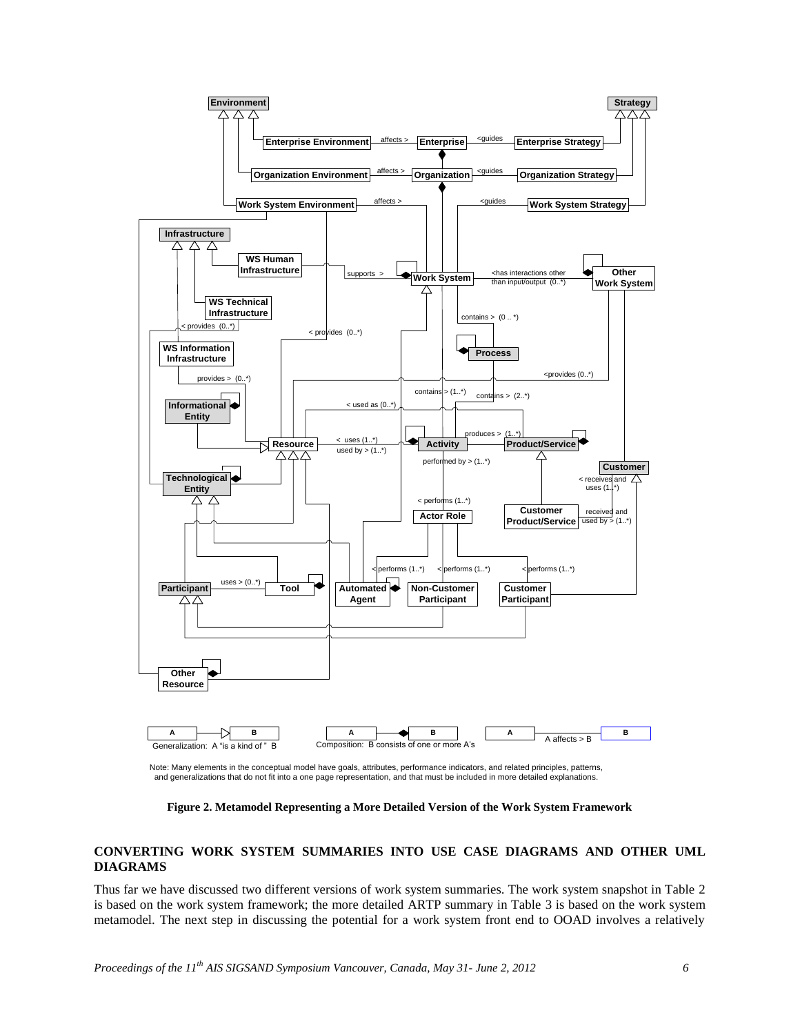Note: Many elements in the conceptual model have goals, attributes, performance indicators, and related principles, patterns, and generalizations that do not fit into a one page representation, and that must be included in more detailed explanations.

**Figure 2. Metamodel Representing a More Detailed Version of the Work System Framework**

## CONVERTING WORK SYSTEM SUMMARIES INTO USE CASE DIAGRAMS AND OTHER UML DIAGRAMS

Thus far we have discussed two different versions of work system summaries. The work system snapshot in Table 2 is based on the work system framework; the more detailed ARTP summary in Table 3 is based on the work system metamodel. The next step in discussing the potential for a work system front end to OOAD involves a relatively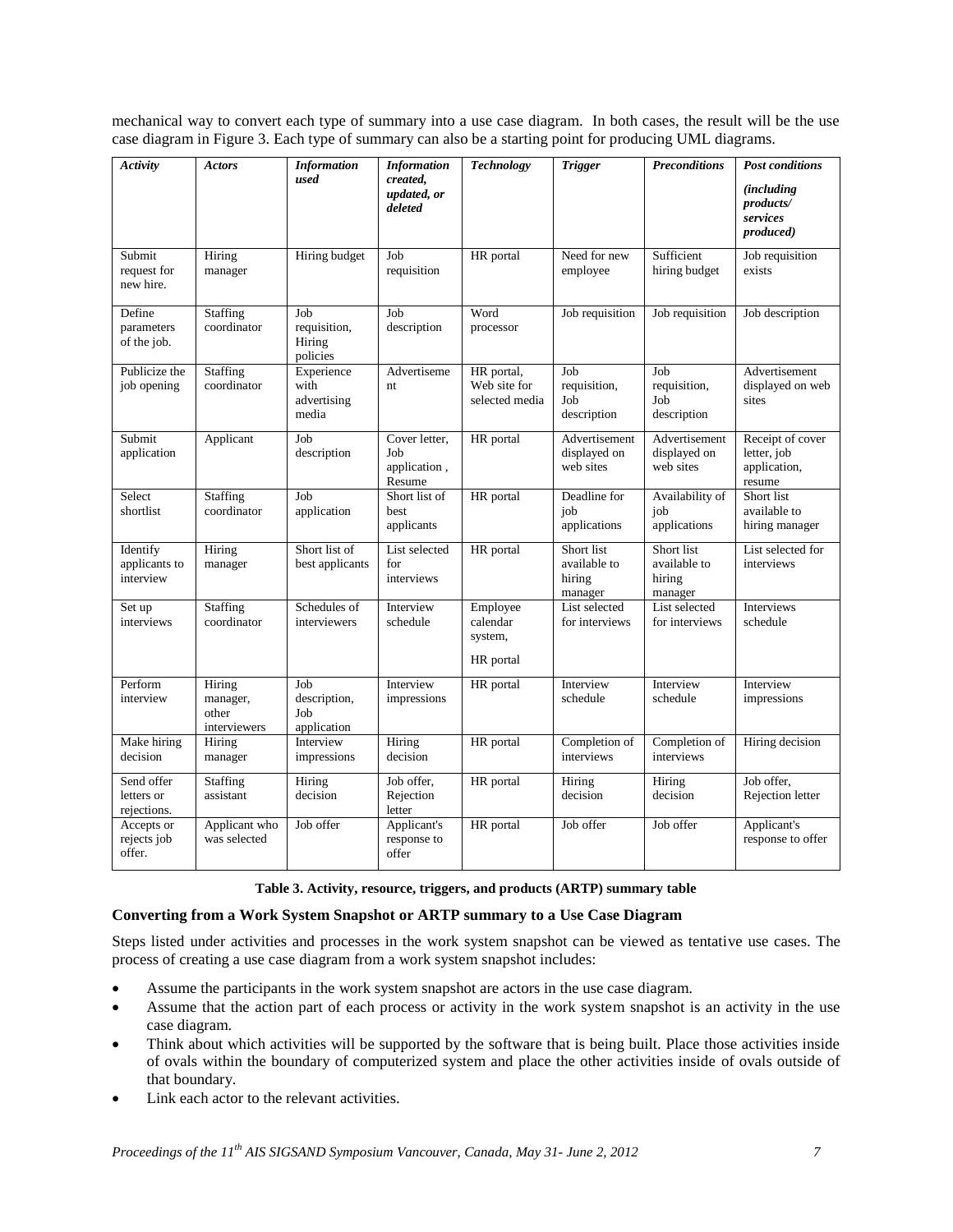mechanical way to convert each type of summary into a use case diagram. In both cases, the result will be the use case diagram in Figure 3. Each type of summary can also be a starting point for producing UML diagrams.

| *Activity* | *Actors* | *Information used* | *Information created, updated, or deleted* | *Technology* | *Trigger* | *Preconditions* | *Post conditions (including products/ services produced)* |
|---|---|---|---|---|---|---|---|
| Submit request for new hire. | Hiring manager | Hiring budget | Job requisition | HR portal | Need for new employee | Sufficient hiring budget | Job requisition exists |
| Define parameters of the job. | Staffing coordinator | Job requisition, Hiring policies | Job description | Word processor | Job requisition | Job requisition | Job description |
| Publicize the job opening | Staffing coordinator | Experience with advertising media | Advertiseme nt | HR portal, Web site for selected media | Job requisition, Job description | Job requisition, Job description | Advertisement displayed on web sites |
| Submit application | Applicant | Job description | Cover letter, Job application , Resume | HR portal | Advertisement displayed on web sites | Advertisement displayed on web sites | Receipt of cover letter, job application, resume |
| Select shortlist | Staffing coordinator | Job application | Short list of best applicants | HR portal | Deadline for job applications | Availability of job applications | Short list available to hiring manager |
| Identify applicants to interview | Hiring manager | Short list of best applicants | List selected for interviews | HR portal | Short list available to hiring manager | Short list available to hiring manager | List selected for interviews |
| Set up interviews | Staffing coordinator | Schedules of interviewers | Interview schedule | Employee calendar system, HR portal | List selected for interviews | List selected for interviews | Interviews schedule |
| Perform interview | Hiring manager, other interviewers | Job description, Job application | Interview impressions | HR portal | Interview schedule | Interview schedule | Interview impressions |
| Make hiring decision | Hiring manager | Interview impressions | Hiring decision | HR portal | Completion of interviews | Completion of interviews | Hiring decision |
| Send offer letters or rejections. | Staffing assistant | Hiring decision | Job offer, Rejection letter | HR portal | Hiring decision | Hiring decision | Job offer, Rejection letter |
| Accepts or rejects job offer. | Applicant who was selected | Job offer | Applicant's response to offer | HR portal | Job offer | Job offer | Applicant's response to offer |

**Table 3. Activity, resource, triggers, and products (ARTP) summary table**

### Converting from a Work System Snapshot or ARTP summary to a Use Case Diagram

Steps listed under activities and processes in the work system snapshot can be viewed as tentative use cases. The process of creating a use case diagram from a work system snapshot includes:

- Assume the participants in the work system snapshot are actors in the use case diagram.
- Assume that the action part of each process or activity in the work system snapshot is an activity in the use case diagram.
- Think about which activities will be supported by the software that is being built. Place those activities inside of ovals within the boundary of computerized system and place the other activities inside of ovals outside of that boundary.
- Link each actor to the relevant activities.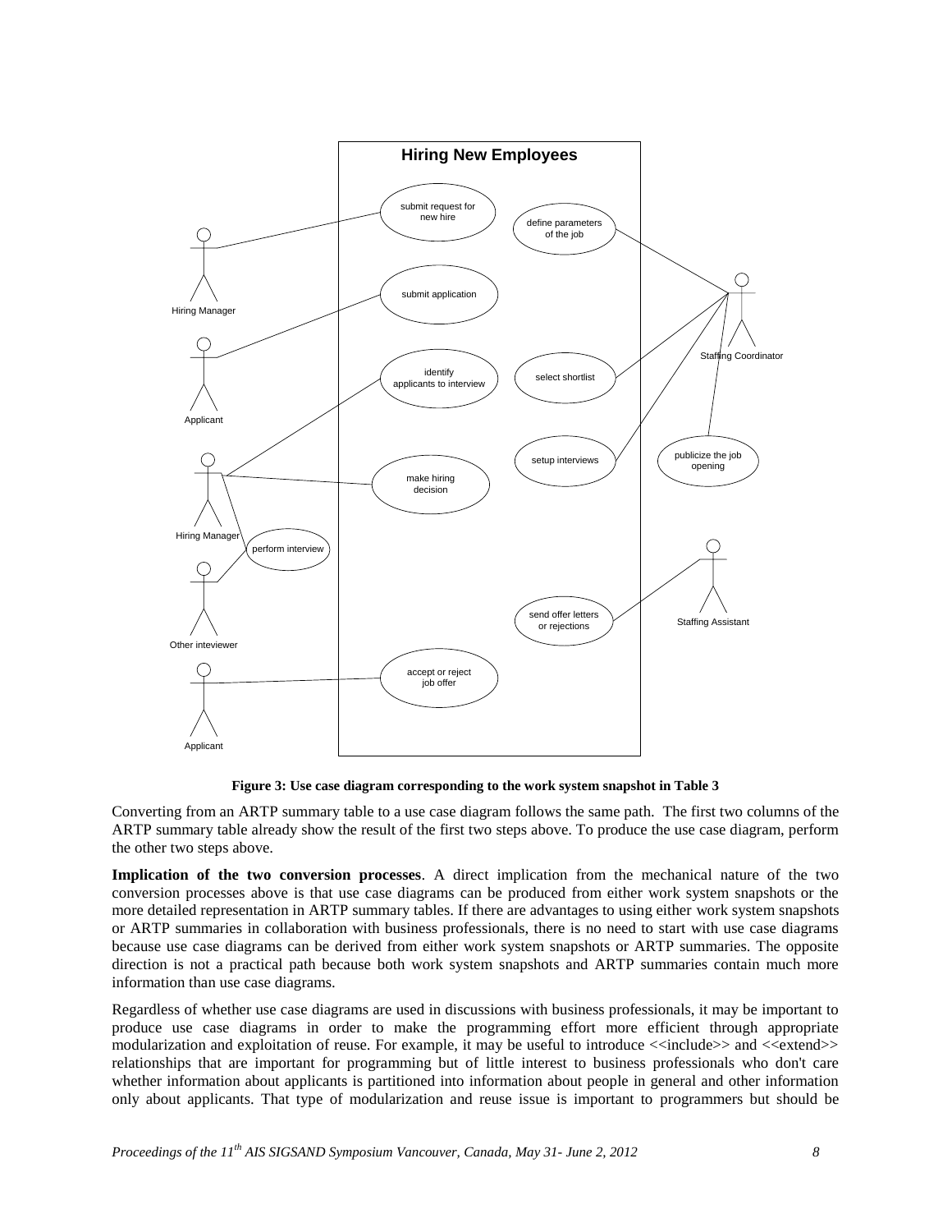Hiring New Employees

submit request for new hire

define parameters of the job

Hiring Manager

submit application

Staffing Coordinator

Applicant

identify applicants to interview

select shortlist

setup interviews

publicize the job opening

make hiring decision

Hiring Manager

perform interview

Other inteviewer

send offer letters or rejections

Staffing Assistant

accept or reject job offer

Applicant

**Figure 3: Use case diagram corresponding to the work system snapshot in Table 3**

Converting from an ARTP summary table to a use case diagram follows the same path. The first two columns of the ARTP summary table already show the result of the first two steps above. To produce the use case diagram, perform the other two steps above.

**Implication of the two conversion processes**. A direct implication from the mechanical nature of the two conversion processes above is that use case diagrams can be produced from either work system snapshots or the more detailed representation in ARTP summary tables. If there are advantages to using either work system snapshots or ARTP summaries in collaboration with business professionals, there is no need to start with use case diagrams because use case diagrams can be derived from either work system snapshots or ARTP summaries. The opposite direction is not a practical path because both work system snapshots and ARTP summaries contain much more information than use case diagrams.

Regardless of whether use case diagrams are used in discussions with business professionals, it may be important to produce use case diagrams in order to make the programming effort more efficient through appropriate modularization and exploitation of reuse. For example, it may be useful to introduce <<include>> and <<extend>> relationships that are important for programming but of little interest to business professionals who don't care whether information about applicants is partitioned into information about people in general and other information only about applicants. That type of modularization and reuse issue is important to programmers but should be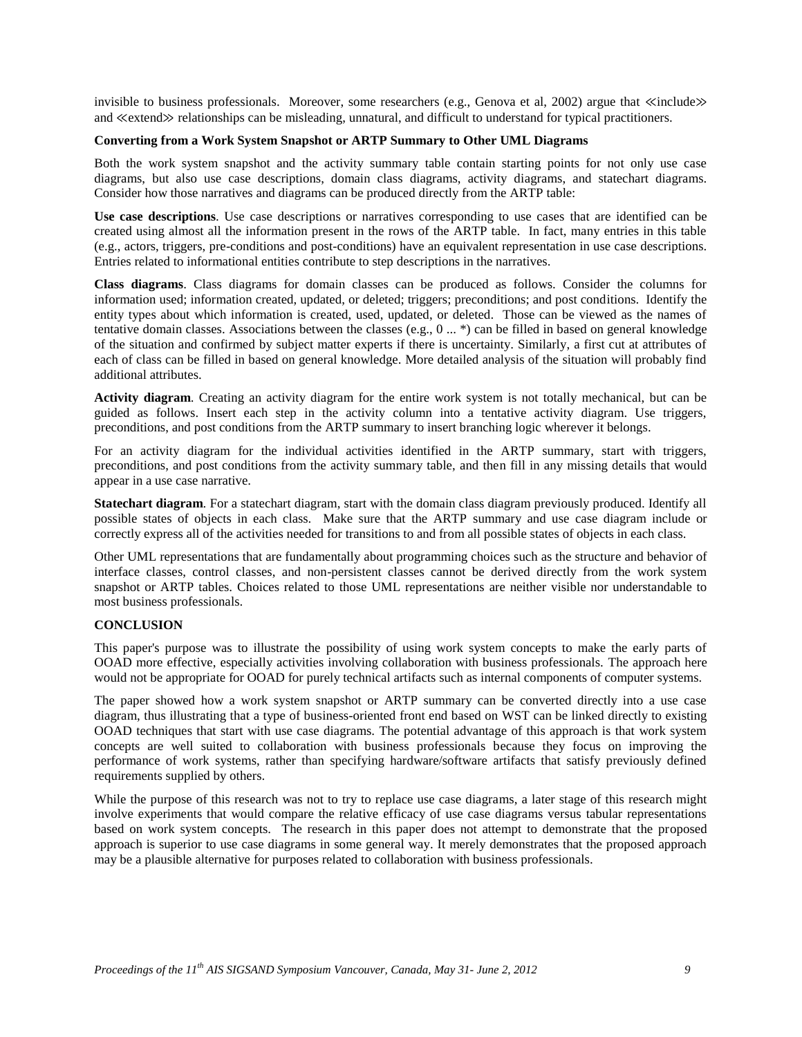invisible to business professionals. Moreover, some researchers (e.g., Genova et al, 2002) argue that ≪include≫ and ≪extend≫ relationships can be misleading, unnatural, and difficult to understand for typical practitioners.

**Converting from a Work System Snapshot or ARTP Summary to Other UML Diagrams**

Both the work system snapshot and the activity summary table contain starting points for not only use case diagrams, but also use case descriptions, domain class diagrams, activity diagrams, and statechart diagrams. Consider how those narratives and diagrams can be produced directly from the ARTP table:

**Use case descriptions**. Use case descriptions or narratives corresponding to use cases that are identified can be created using almost all the information present in the rows of the ARTP table. In fact, many entries in this table (e.g., actors, triggers, pre-conditions and post-conditions) have an equivalent representation in use case descriptions. Entries related to informational entities contribute to step descriptions in the narratives.

**Class diagrams**. Class diagrams for domain classes can be produced as follows. Consider the columns for information used; information created, updated, or deleted; triggers; preconditions; and post conditions. Identify the entity types about which information is created, used, updated, or deleted. Those can be viewed as the names of tentative domain classes. Associations between the classes (e.g., 0 ... *) can be filled in based on general knowledge of the situation and confirmed by subject matter experts if there is uncertainty. Similarly, a first cut at attributes of each of class can be filled in based on general knowledge. More detailed analysis of the situation will probably find additional attributes.

**Activity diagram**. Creating an activity diagram for the entire work system is not totally mechanical, but can be guided as follows. Insert each step in the activity column into a tentative activity diagram. Use triggers, preconditions, and post conditions from the ARTP summary to insert branching logic wherever it belongs.

For an activity diagram for the individual activities identified in the ARTP summary, start with triggers, preconditions, and post conditions from the activity summary table, and then fill in any missing details that would appear in a use case narrative.

**Statechart diagram**. For a statechart diagram, start with the domain class diagram previously produced. Identify all possible states of objects in each class. Make sure that the ARTP summary and use case diagram include or correctly express all of the activities needed for transitions to and from all possible states of objects in each class.

Other UML representations that are fundamentally about programming choices such as the structure and behavior of interface classes, control classes, and non-persistent classes cannot be derived directly from the work system snapshot or ARTP tables. Choices related to those UML representations are neither visible nor understandable to most business professionals.

## CONCLUSION

This paper's purpose was to illustrate the possibility of using work system concepts to make the early parts of OOAD more effective, especially activities involving collaboration with business professionals. The approach here would not be appropriate for OOAD for purely technical artifacts such as internal components of computer systems.

The paper showed how a work system snapshot or ARTP summary can be converted directly into a use case diagram, thus illustrating that a type of business-oriented front end based on WST can be linked directly to existing OOAD techniques that start with use case diagrams. The potential advantage of this approach is that work system concepts are well suited to collaboration with business professionals because they focus on improving the performance of work systems, rather than specifying hardware/software artifacts that satisfy previously defined requirements supplied by others.

While the purpose of this research was not to try to replace use case diagrams, a later stage of this research might involve experiments that would compare the relative efficacy of use case diagrams versus tabular representations based on work system concepts. The research in this paper does not attempt to demonstrate that the proposed approach is superior to use case diagrams in some general way. It merely demonstrates that the proposed approach may be a plausible alternative for purposes related to collaboration with business professionals.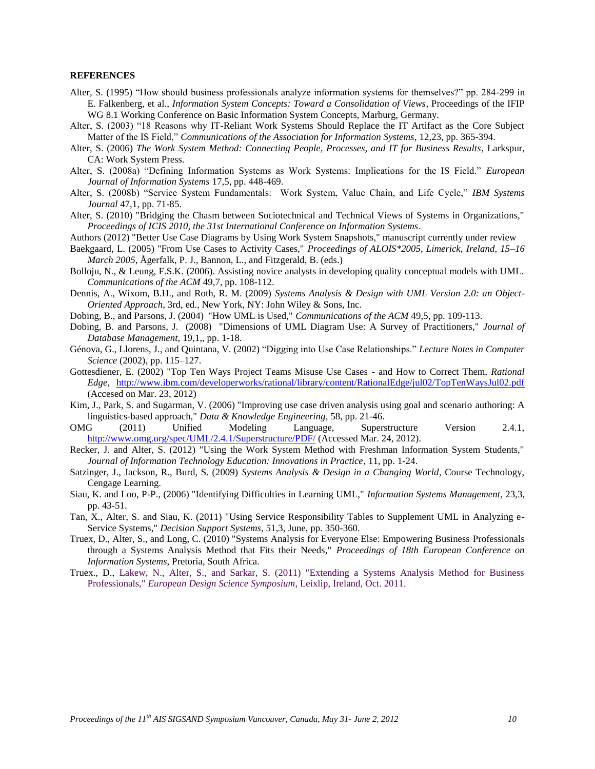**REFERENCES**

Alter, S. (1995) "How should business professionals analyze information systems for themselves?" pp. 284-299 in E. Falkenberg, et al., *Information System Concepts: Toward a Consolidation of Views*, Proceedings of the IFIP WG 8.1 Working Conference on Basic Information System Concepts, Marburg, Germany.

Alter, S. (2003) "18 Reasons why IT-Reliant Work Systems Should Replace the IT Artifact as the Core Subject Matter of the IS Field," *Communications of the Association for Information Systems*, 12,23, pp. 365-394.

Alter, S. (2006) *The Work System Method: Connecting People, Processes, and IT for Business Results*, Larkspur, CA: Work System Press.

Alter, S. (2008a) "Defining Information Systems as Work Systems: Implications for the IS Field." *European Journal of Information Systems* 17,5, pp. 448-469.

Alter, S. (2008b) "Service System Fundamentals: Work System, Value Chain, and Life Cycle," *IBM Systems Journal* 47,1, pp. 71-85.

Alter, S. (2010) "Bridging the Chasm between Sociotechnical and Technical Views of Systems in Organizations," *Proceedings of ICIS 2010, the 31st International Conference on Information Systems*.

Authors (2012) "Better Use Case Diagrams by Using Work System Snapshots," manuscript currently under review

Baekgaard, L. (2005) "From Use Cases to Activity Cases," *Proceedings of ALOIS\*2005, Limerick, Ireland, 15–16 March 2005*, Ågerfalk, P. J., Bannon, L., and Fitzgerald, B. (eds.)

Bolloju, N., & Leung, F.S.K. (2006). Assisting novice analysts in developing quality conceptual models with UML. *Communications of the ACM* 49,7, pp. 108-112.

Dennis, A., Wixom, B.H., and Roth, R. M. (2009) *Systems Analysis & Design with UML Version 2.0: an Object-Oriented Approach*, 3rd, ed., New York, NY: John Wiley & Sons, Inc.

Dobing, B., and Parsons, J. (2004) "How UML is Used," *Communications of the ACM* 49,5, pp. 109-113.

Dobing, B. and Parsons, J. (2008) "Dimensions of UML Diagram Use: A Survey of Practitioners," *Journal of Database Management*, 19,1,, pp. 1-18.

Génova, G., Llorens, J., and Quintana, V. (2002) "Digging into Use Case Relationships." *Lecture Notes in Computer Science* (2002), pp. 115–127.

Gottesdiener, E. (2002) "Top Ten Ways Project Teams Misuse Use Cases - and How to Correct Them, *Rational Edge*, http://www.ibm.com/developerworks/rational/library/content/RationalEdge/jul02/TopTenWaysJul02.pdf (Accesed on Mar. 23, 2012)

Kim, J., Park, S. and Sugarman, V. (2006) "Improving use case driven analysis using goal and scenario authoring: A linguistics-based approach," *Data & Knowledge Engineering*, 58, pp. 21-46.

OMG (2011) Unified Modeling Language, Superstructure Version 2.4.1, http://www.omg.org/spec/UML/2.4.1/Superstructure/PDF/ (Accessed Mar. 24, 2012).

Recker, J. and Alter, S. (2012) "Using the Work System Method with Freshman Information System Students," *Journal of Information Technology Education: Innovations in Practice*, 11, pp. 1-24.

Satzinger, J., Jackson, R., Burd, S. (2009) *Systems Analysis & Design in a Changing World*, Course Technology, Cengage Learning.

Siau, K. and Loo, P-P., (2006) "Identifying Difficulties in Learning UML," *Information Systems Management*, 23,3, pp. 43-51.

Tan, X., Alter, S. and Siau, K. (2011) "Using Service Responsibility Tables to Supplement UML in Analyzing e-Service Systems," *Decision Support Systems*, 51,3, June, pp. 350-360.

Truex, D., Alter, S., and Long, C. (2010) "Systems Analysis for Everyone Else: Empowering Business Professionals through a Systems Analysis Method that Fits their Needs," *Proceedings of 18th European Conference on Information Systems*, Pretoria, South Africa.

Truex., D., Lakew, N., Alter, S., and Sarkar, S. (2011) "Extending a Systems Analysis Method for Business Professionals," *European Design Science Symposium*, Leixlip, Ireland, Oct. 2011.